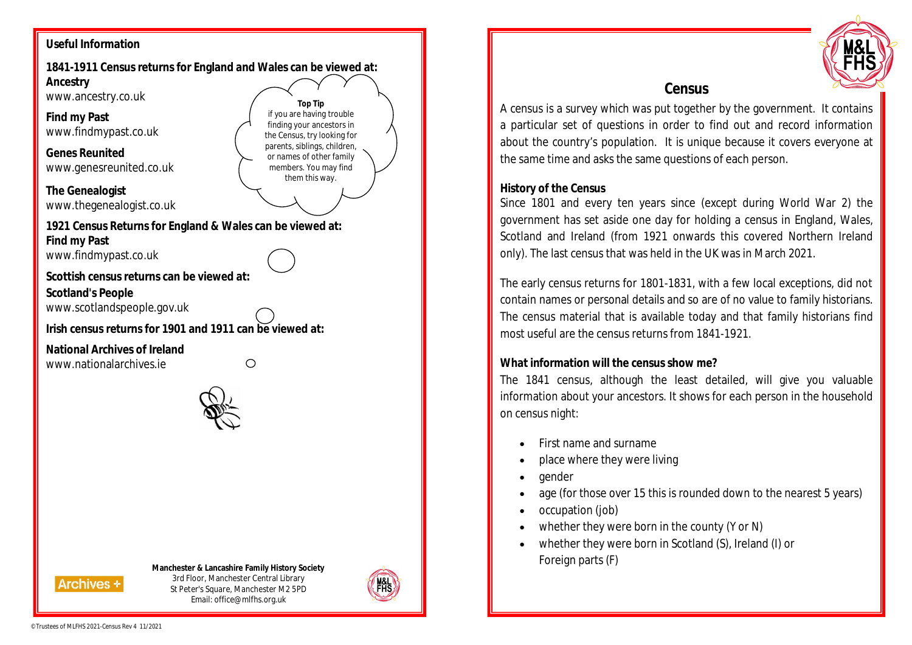**Useful Information**

**1841-1911 Census returns for England and Wales can be viewed at:**

**Ancestry**
www.ancestry.co.uk

**Find my Past**
www.findmypast.co.uk

**Genes Reunited**
www.genesreunited.co.uk

**The Genealogist**
www.thegenealogist.co.uk

**Top Tip**
if you are having trouble finding your ancestors in the Census, try looking for parents, siblings, children, or names of other family members. You may find them this way.

**1921 Census Returns for England & Wales can be viewed at:**

**Find my Past**
www.findmypast.co.uk

**Scottish census returns can be viewed at:**

**Scotland's People**
www.scotlandspeople.gov.uk

**Irish census returns for 1901 and 1911 can be viewed at:**

**National Archives of Ireland**
www.nationalarchives.ie

Archives +

**Manchester & Lancashire Family History Society**
3rd Floor, Manchester Central Library
St Peter's Square, Manchester M2 5PD
Email: office@mlfhs.org.uk

© Trustees of MLFHS 2021-Census Rev 4 11/2021

# Census

A census is a survey which was put together by the government. It contains a particular set of questions in order to find out and record information about the country's population. It is unique because it covers everyone at the same time and asks the same questions of each person.

**History of the Census**

Since 1801 and every ten years since (except during World War 2) the government has set aside one day for holding a census in England, Wales, Scotland and Ireland (from 1921 onwards this covered Northern Ireland only). The last census that was held in the UK was in March 2021.

The early census returns for 1801-1831, with a few local exceptions, did not contain names or personal details and so are of no value to family historians. The census material that is available today and that family historians find most useful are the census returns from 1841-1921.

**What information will the census show me?**

The 1841 census, although the least detailed, will give you valuable information about your ancestors. It shows for each person in the household on census night:

- First name and surname
- place where they were living
- gender
- age (for those over 15 this is rounded down to the nearest 5 years)
- occupation (job)
- whether they were born in the county (Y or N)
- whether they were born in Scotland (S), Ireland (I) or Foreign parts (F)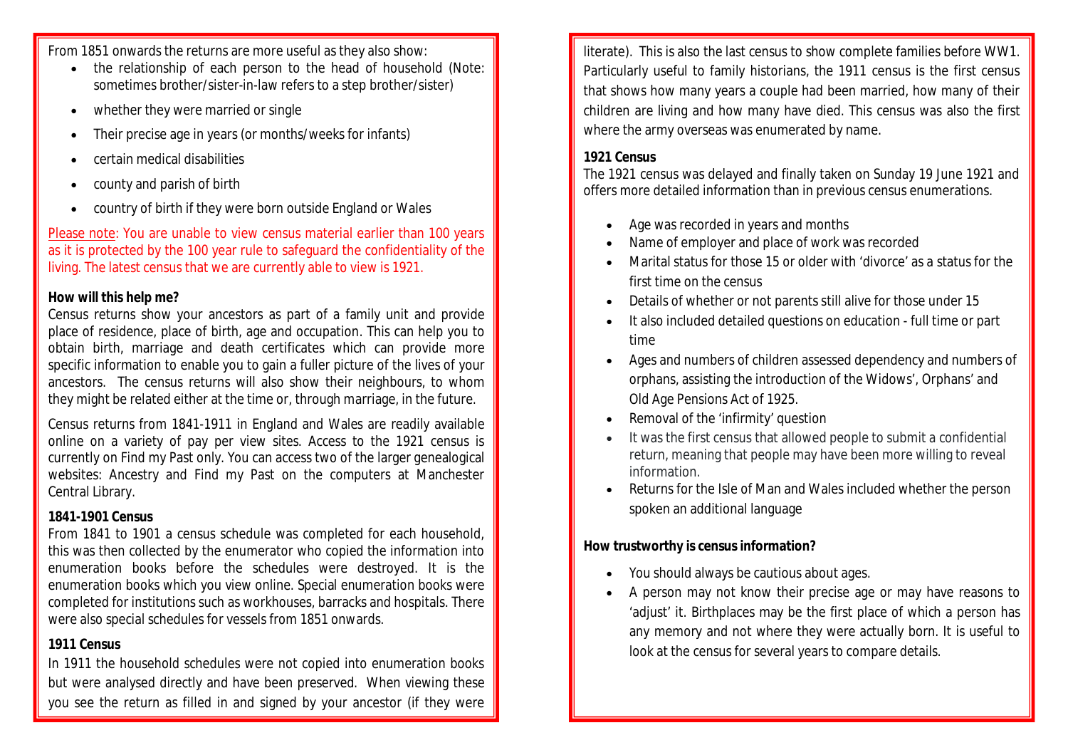From 1851 onwards the returns are more useful as they also show:

- the relationship of each person to the head of household (Note: sometimes brother/sister-in-law refers to a step brother/sister)
- whether they were married or single
- Their precise age in years (or months/weeks for infants)
- certain medical disabilities
- county and parish of birth
- country of birth if they were born outside England or Wales

Please note: You are unable to view census material earlier than 100 years as it is protected by the 100 year rule to safeguard the confidentiality of the living. The latest census that we are currently able to view is 1921.

**How will this help me?**

Census returns show your ancestors as part of a family unit and provide place of residence, place of birth, age and occupation. This can help you to obtain birth, marriage and death certificates which can provide more specific information to enable you to gain a fuller picture of the lives of your ancestors. The census returns will also show their neighbours, to whom they might be related either at the time or, through marriage, in the future.

Census returns from 1841-1911 in England and Wales are readily available online on a variety of pay per view sites. Access to the 1921 census is currently on Find my Past only. You can access two of the larger genealogical websites: Ancestry and Find my Past on the computers at Manchester Central Library.

**1841-1901 Census**

From 1841 to 1901 a census schedule was completed for each household, this was then collected by the enumerator who copied the information into enumeration books before the schedules were destroyed. It is the enumeration books which you view online. Special enumeration books were completed for institutions such as workhouses, barracks and hospitals. There were also special schedules for vessels from 1851 onwards.

**1911 Census**

In 1911 the household schedules were not copied into enumeration books but were analysed directly and have been preserved. When viewing these you see the return as filled in and signed by your ancestor (if they were literate). This is also the last census to show complete families before WW1. Particularly useful to family historians, the 1911 census is the first census that shows how many years a couple had been married, how many of their children are living and how many have died. This census was also the first where the army overseas was enumerated by name.

**1921 Census**

The 1921 census was delayed and finally taken on Sunday 19 June 1921 and offers more detailed information than in previous census enumerations.

- Age was recorded in years and months
- Name of employer and place of work was recorded
- Marital status for those 15 or older with 'divorce' as a status for the first time on the census
- Details of whether or not parents still alive for those under 15
- It also included detailed questions on education - full time or part time
- Ages and numbers of children assessed dependency and numbers of orphans, assisting the introduction of the Widows', Orphans' and Old Age Pensions Act of 1925.
- Removal of the 'infirmity' question
- It was the first census that allowed people to submit a confidential return, meaning that people may have been more willing to reveal information.
- Returns for the Isle of Man and Wales included whether the person spoken an additional language

**How trustworthy is census information?**

- You should always be cautious about ages.
- A person may not know their precise age or may have reasons to 'adjust' it. Birthplaces may be the first place of which a person has any memory and not where they were actually born. It is useful to look at the census for several years to compare details.